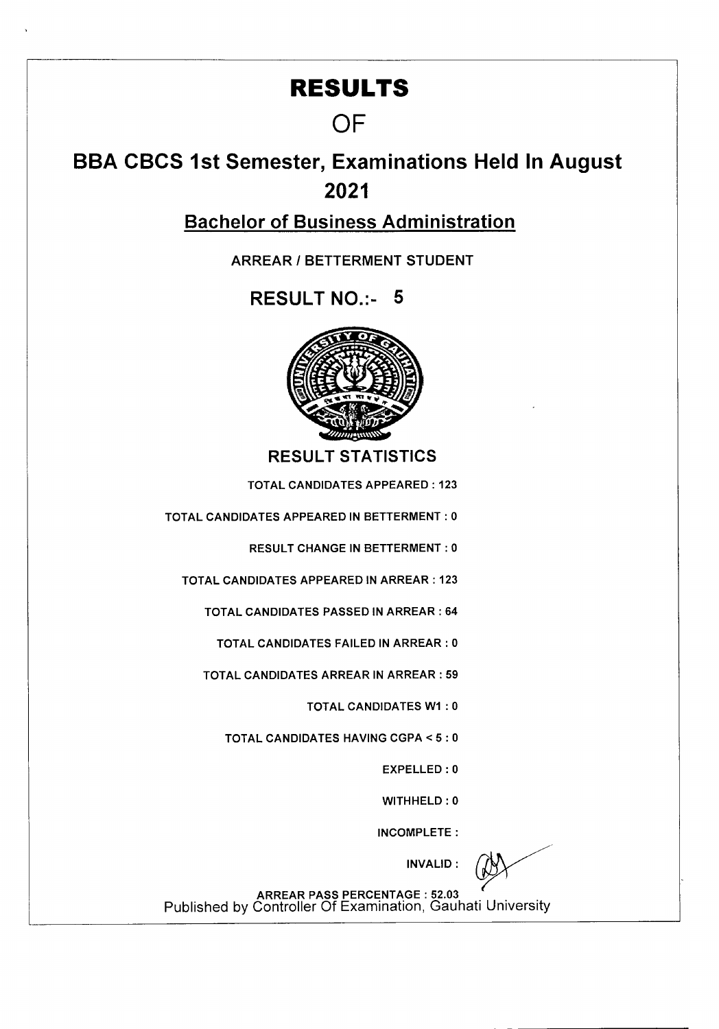# RESULTS

# OF

## BBA CBCS 1st Semester, Examinations Held In August 2021

### Bachelor of Business Administration

ARREAR / BETTERMENT STUDENT

**RESULT NO.:- 5**

### RESULT STATISTICS

TOTAL CANDIDATES APPEARED : 123

TOTAL CANDIDATES APPEARED IN BETTERMENT : 0

RESULT CHANGE IN BETTERMENT : 0

TOTAL CANDIDATES APPEARED IN ARREAR : 123

TOTAL CANDIDATES PASSED IN ARREAR : 64

TOTAL CANDIDATES FAILED IN ARREAR : 0

TOTAL CANDIDATES ARREAR IN ARREAR : 59

TOTAL CANDIDATES W1 : 0

TOTAL CANDIDATES HAVING CGPA < 5 : 0

EXPELLED : 0

WITHHELD : 0

INCOMPLETE :

INVALID :

ARREAR PASS PERCENTAGE : 52.03

Published by Controller Of Examination, Gauhati University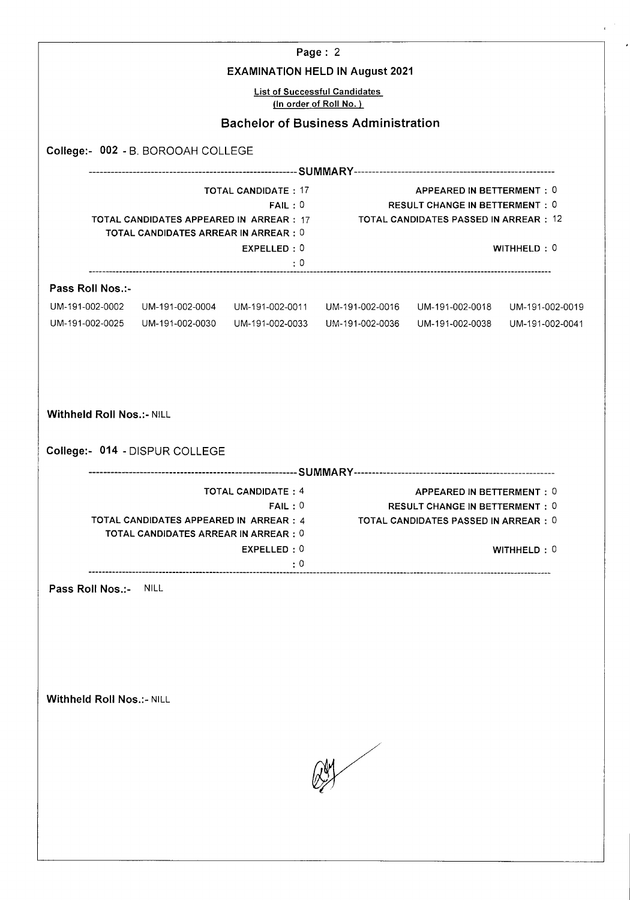**EXAMINATION HELD IN August 2021**

**List of Successful Candidates**
**(In order of Roll No.)**

## Bachelor of Business Administration

### College:- 002 - B. BOROOAH COLLEGE

------------------------------------------------SUMMARY------------------------------------------------

| | |
|---|---|
| TOTAL CANDIDATE : 17 | APPEARED IN BETTERMENT : 0 |
| FAIL : 0 | RESULT CHANGE IN BETTERMENT : 0 |
| TOTAL CANDIDATES APPEARED IN ARREAR : 17 | TOTAL CANDIDATES PASSED IN ARREAR : 12 |
| TOTAL CANDIDATES ARREAR IN ARREAR : 0 | |
| EXPELLED : 0 | WITHHELD : 0 |
| : 0 | |

**Pass Roll Nos.:-**

| | | | | | |
|---|---|---|---|---|---|
| UM-191-002-0002 | UM-191-002-0004 | UM-191-002-0011 | UM-191-002-0016 | UM-191-002-0018 | UM-191-002-0019 |
| UM-191-002-0025 | UM-191-002-0030 | UM-191-002-0033 | UM-191-002-0036 | UM-191-002-0038 | UM-191-002-0041 |

**Withheld Roll Nos.:-** NILL

### College:- 014 - DISPUR COLLEGE

------------------------------------------------SUMMARY------------------------------------------------

| | |
|---|---|
| TOTAL CANDIDATE : 4 | APPEARED IN BETTERMENT : 0 |
| FAIL : 0 | RESULT CHANGE IN BETTERMENT : 0 |
| TOTAL CANDIDATES APPEARED IN ARREAR : 4 | TOTAL CANDIDATES PASSED IN ARREAR : 0 |
| TOTAL CANDIDATES ARREAR IN ARREAR : 0 | |
| EXPELLED : 0 | WITHHELD : 0 |
| : 0 | |

**Pass Roll Nos.:-** NILL

**Withheld Roll Nos.:-** NILL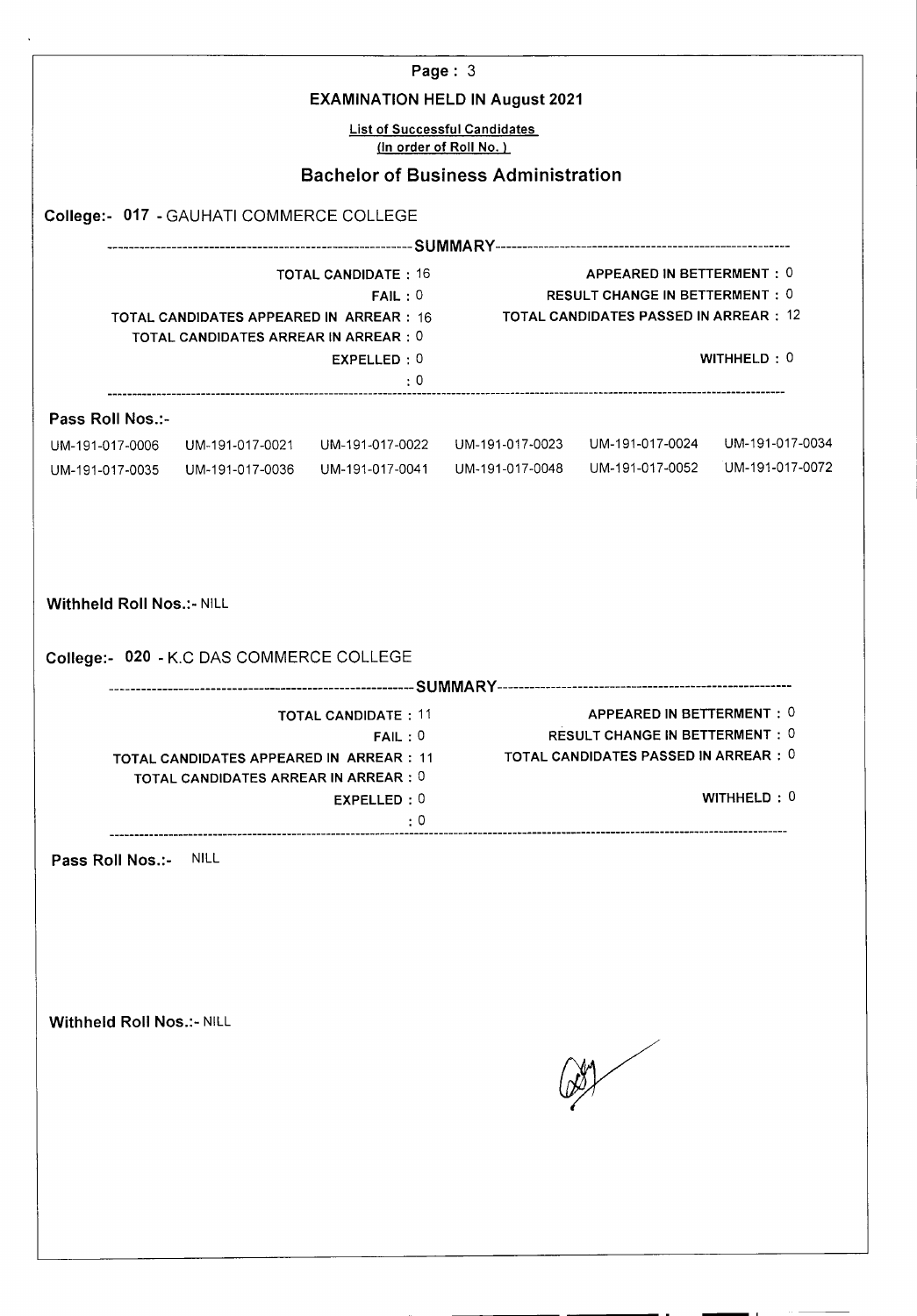**Page : 3**

## EXAMINATION HELD IN August 2021

List of Successful Candidates
(In order of Roll No. )

## Bachelor of Business Administration

### College:- 017 - GAUHATI COMMERCE COLLEGE

-------------------------------------------------------SUMMARY-------------------------------------------------------

| | |
|---|---|
| TOTAL CANDIDATE : 16 | APPEARED IN BETTERMENT : 0 |
| FAIL : 0 | RESULT CHANGE IN BETTERMENT : 0 |
| TOTAL CANDIDATES APPEARED IN ARREAR : 16 | TOTAL CANDIDATES PASSED IN ARREAR : 12 |
| TOTAL CANDIDATES ARREAR IN ARREAR : 0 | |
| EXPELLED : 0 | WITHHELD : 0 |
| : 0 | |

**Pass Roll Nos.:-**

| | | | | | |
|---|---|---|---|---|---|
| UM-191-017-0006 | UM-191-017-0021 | UM-191-017-0022 | UM-191-017-0023 | UM-191-017-0024 | UM-191-017-0034 |
| UM-191-017-0035 | UM-191-017-0036 | UM-191-017-0041 | UM-191-017-0048 | UM-191-017-0052 | UM-191-017-0072 |

**Withheld Roll Nos.:-** NILL

### College:- 020 - K.C DAS COMMERCE COLLEGE

-------------------------------------------------------SUMMARY-------------------------------------------------------

| | |
|---|---|
| TOTAL CANDIDATE : 11 | APPEARED IN BETTERMENT : 0 |
| FAIL : 0 | RESULT CHANGE IN BETTERMENT : 0 |
| TOTAL CANDIDATES APPEARED IN ARREAR : 11 | TOTAL CANDIDATES PASSED IN ARREAR : 0 |
| TOTAL CANDIDATES ARREAR IN ARREAR : 0 | |
| EXPELLED : 0 | WITHHELD : 0 |
| : 0 | |

**Pass Roll Nos.:-** NILL

**Withheld Roll Nos.:-** NILL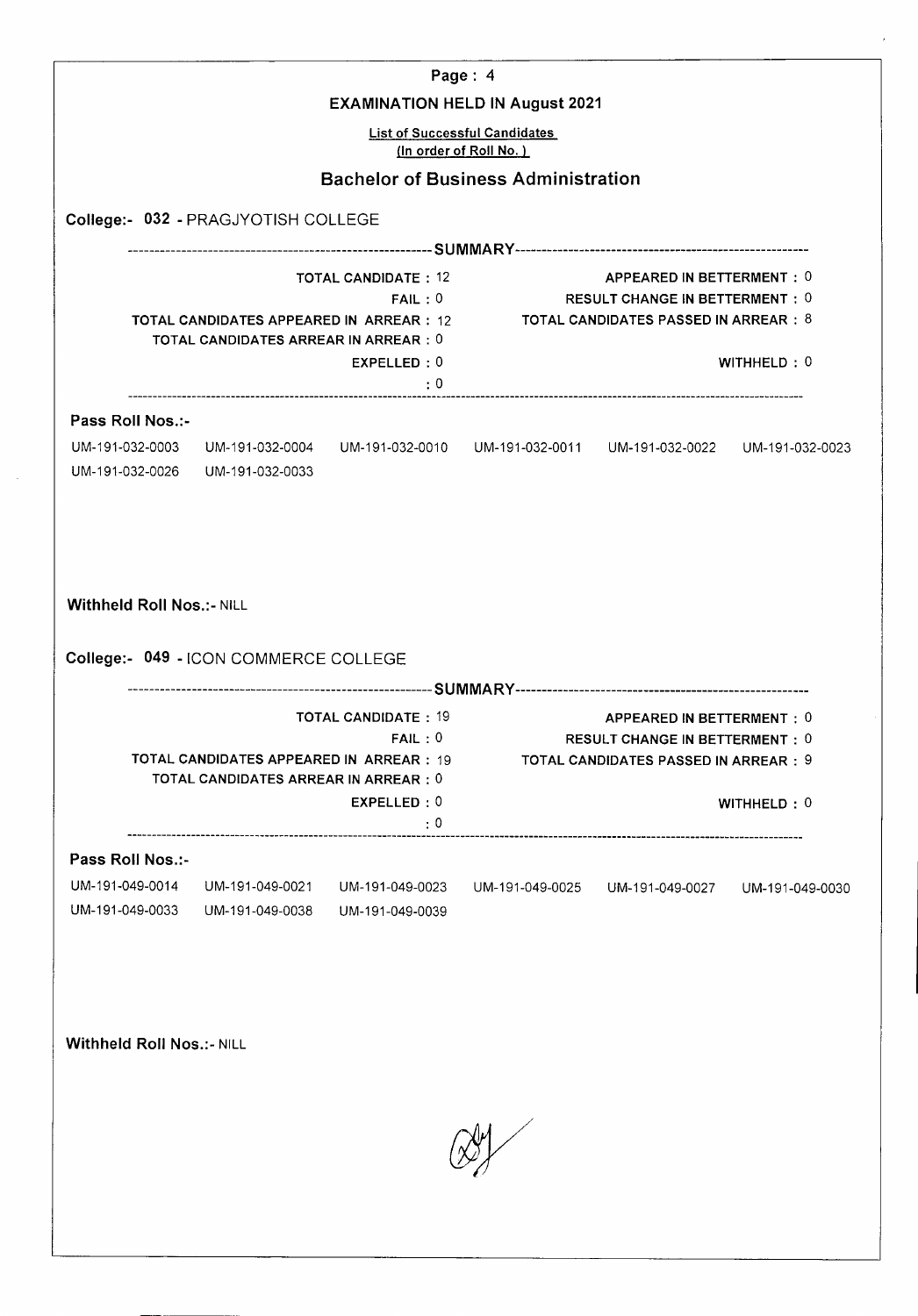**EXAMINATION HELD IN August 2021**

List of Successful Candidates
(In order of Roll No.)

## Bachelor of Business Administration

### College:- 032 - PRAGJYOTISH COLLEGE

**SUMMARY**

| | |
|---|---|
| TOTAL CANDIDATE : 12 | APPEARED IN BETTERMENT : 0 |
| FAIL : 0 | RESULT CHANGE IN BETTERMENT : 0 |
| TOTAL CANDIDATES APPEARED IN ARREAR : 12 | TOTAL CANDIDATES PASSED IN ARREAR : 8 |
| TOTAL CANDIDATES ARREAR IN ARREAR : 0 | |
| EXPELLED : 0 | WITHHELD : 0 |
| : 0 | |

**Pass Roll Nos.:-**

UM-191-032-0003 UM-191-032-0004 UM-191-032-0010 UM-191-032-0011 UM-191-032-0022 UM-191-032-0023
UM-191-032-0026 UM-191-032-0033

**Withheld Roll Nos.:-** NILL

### College:- 049 - ICON COMMERCE COLLEGE

**SUMMARY**

| | |
|---|---|
| TOTAL CANDIDATE : 19 | APPEARED IN BETTERMENT : 0 |
| FAIL : 0 | RESULT CHANGE IN BETTERMENT : 0 |
| TOTAL CANDIDATES APPEARED IN ARREAR : 19 | TOTAL CANDIDATES PASSED IN ARREAR : 9 |
| TOTAL CANDIDATES ARREAR IN ARREAR : 0 | |
| EXPELLED : 0 | WITHHELD : 0 |
| : 0 | |

**Pass Roll Nos.:-**

UM-191-049-0014 UM-191-049-0021 UM-191-049-0023 UM-191-049-0025 UM-191-049-0027 UM-191-049-0030
UM-191-049-0033 UM-191-049-0038 UM-191-049-0039

**Withheld Roll Nos.:-** NILL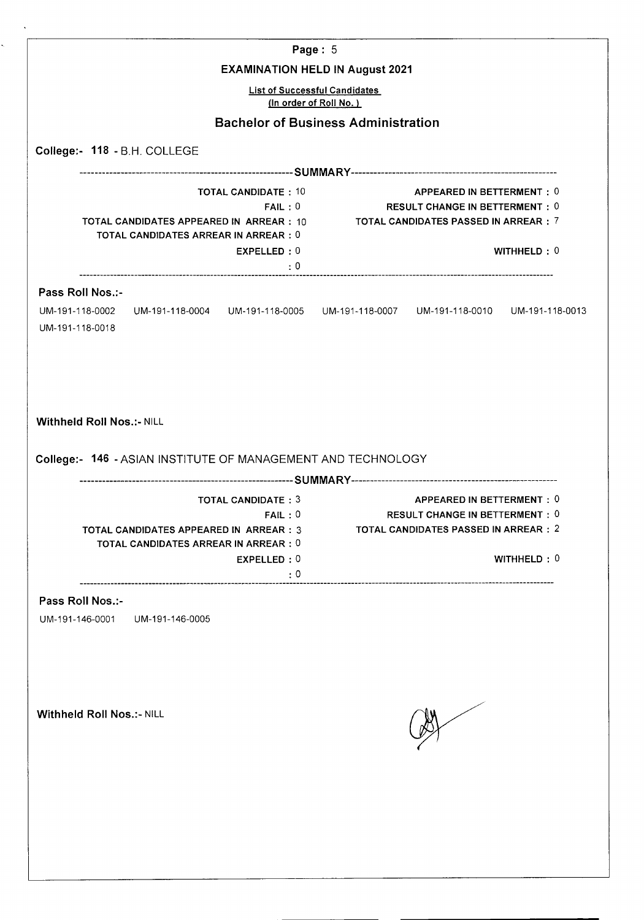**EXAMINATION HELD IN August 2021**

List of Successful Candidates
(In order of Roll No.)

## Bachelor of Business Administration

**College:- 118 - B.H. COLLEGE**

------------------------------------------------------------SUMMARY------------------------------------------------------------

| | |
|---|---|
| TOTAL CANDIDATE : 10 | APPEARED IN BETTERMENT : 0 |
| FAIL : 0 | RESULT CHANGE IN BETTERMENT : 0 |
| TOTAL CANDIDATES APPEARED IN ARREAR : 10 | TOTAL CANDIDATES PASSED IN ARREAR : 7 |
| TOTAL CANDIDATES ARREAR IN ARREAR : 0 | |
| EXPELLED : 0 | WITHHELD : 0 |
| : 0 | |

**Pass Roll Nos.:-**

UM-191-118-0002 UM-191-118-0004 UM-191-118-0005 UM-191-118-0007 UM-191-118-0010 UM-191-118-0013
UM-191-118-0018

**Withheld Roll Nos.:-** NILL

**College:- 146 - ASIAN INSTITUTE OF MANAGEMENT AND TECHNOLOGY**

------------------------------------------------------------SUMMARY------------------------------------------------------------

| | |
|---|---|
| TOTAL CANDIDATE : 3 | APPEARED IN BETTERMENT : 0 |
| FAIL : 0 | RESULT CHANGE IN BETTERMENT : 0 |
| TOTAL CANDIDATES APPEARED IN ARREAR : 3 | TOTAL CANDIDATES PASSED IN ARREAR : 2 |
| TOTAL CANDIDATES ARREAR IN ARREAR : 0 | |
| EXPELLED : 0 | WITHHELD : 0 |
| : 0 | |

**Pass Roll Nos.:-**

UM-191-146-0001 UM-191-146-0005

**Withheld Roll Nos.:-** NILL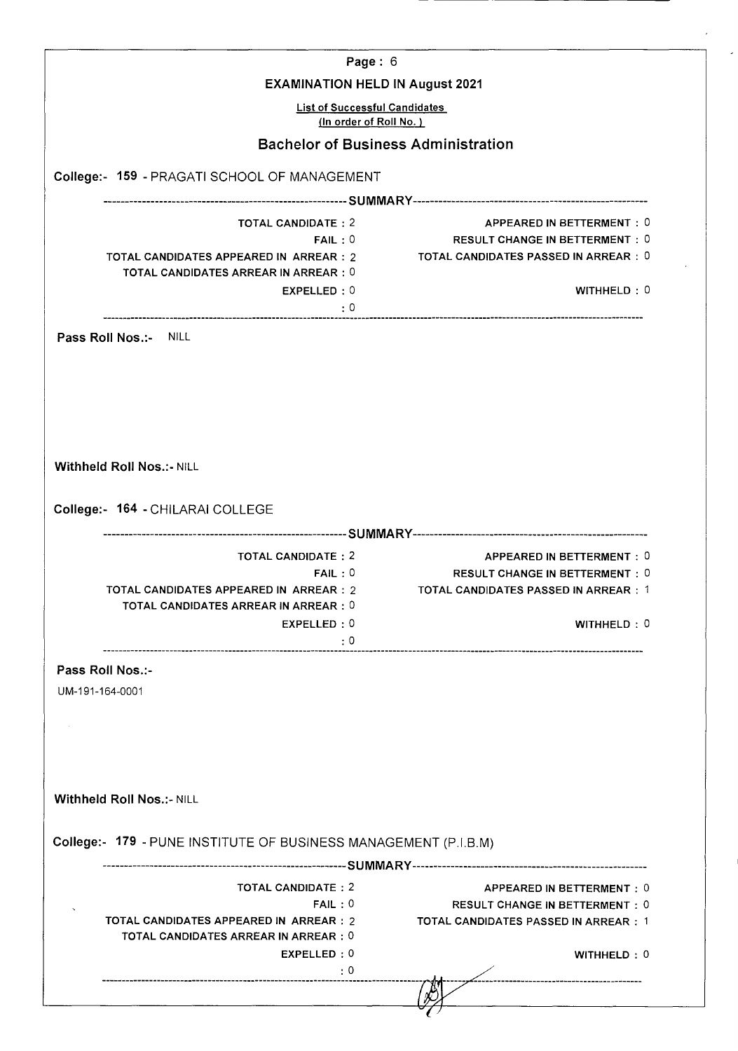**EXAMINATION HELD IN August 2021**

List of Successful Candidates
(In order of Roll No.)

## Bachelor of Business Administration

### College:- 159 - PRAGATI SCHOOL OF MANAGEMENT

---------- SUMMARY ----------

| | | | |
|---|---|---|---|
| TOTAL CANDIDATE : | 2 | APPEARED IN BETTERMENT : | 0 |
| FAIL : | 0 | RESULT CHANGE IN BETTERMENT : | 0 |
| TOTAL CANDIDATES APPEARED IN ARREAR : | 2 | TOTAL CANDIDATES PASSED IN ARREAR : | 0 |
| TOTAL CANDIDATES ARREAR IN ARREAR : | 0 | | |
| EXPELLED : | 0 | WITHHELD : | 0 |
| : | 0 | | |

**Pass Roll Nos.:-** NILL

**Withheld Roll Nos.:-** NILL

### College:- 164 - CHILARAI COLLEGE

---------- SUMMARY ----------

| | | | |
|---|---|---|---|
| TOTAL CANDIDATE : | 2 | APPEARED IN BETTERMENT : | 0 |
| FAIL : | 0 | RESULT CHANGE IN BETTERMENT : | 0 |
| TOTAL CANDIDATES APPEARED IN ARREAR : | 2 | TOTAL CANDIDATES PASSED IN ARREAR : | 1 |
| TOTAL CANDIDATES ARREAR IN ARREAR : | 0 | | |
| EXPELLED : | 0 | WITHHELD : | 0 |
| : | 0 | | |

**Pass Roll Nos.:-**

UM-191-164-0001

**Withheld Roll Nos.:-** NILL

### College:- 179 - PUNE INSTITUTE OF BUSINESS MANAGEMENT (P.I.B.M)

---------- SUMMARY ----------

| | | | |
|---|---|---|---|
| TOTAL CANDIDATE : | 2 | APPEARED IN BETTERMENT : | 0 |
| FAIL : | 0 | RESULT CHANGE IN BETTERMENT : | 0 |
| TOTAL CANDIDATES APPEARED IN ARREAR : | 2 | TOTAL CANDIDATES PASSED IN ARREAR : | 1 |
| TOTAL CANDIDATES ARREAR IN ARREAR : | 0 | | |
| EXPELLED : | 0 | WITHHELD : | 0 |
| : | 0 | | |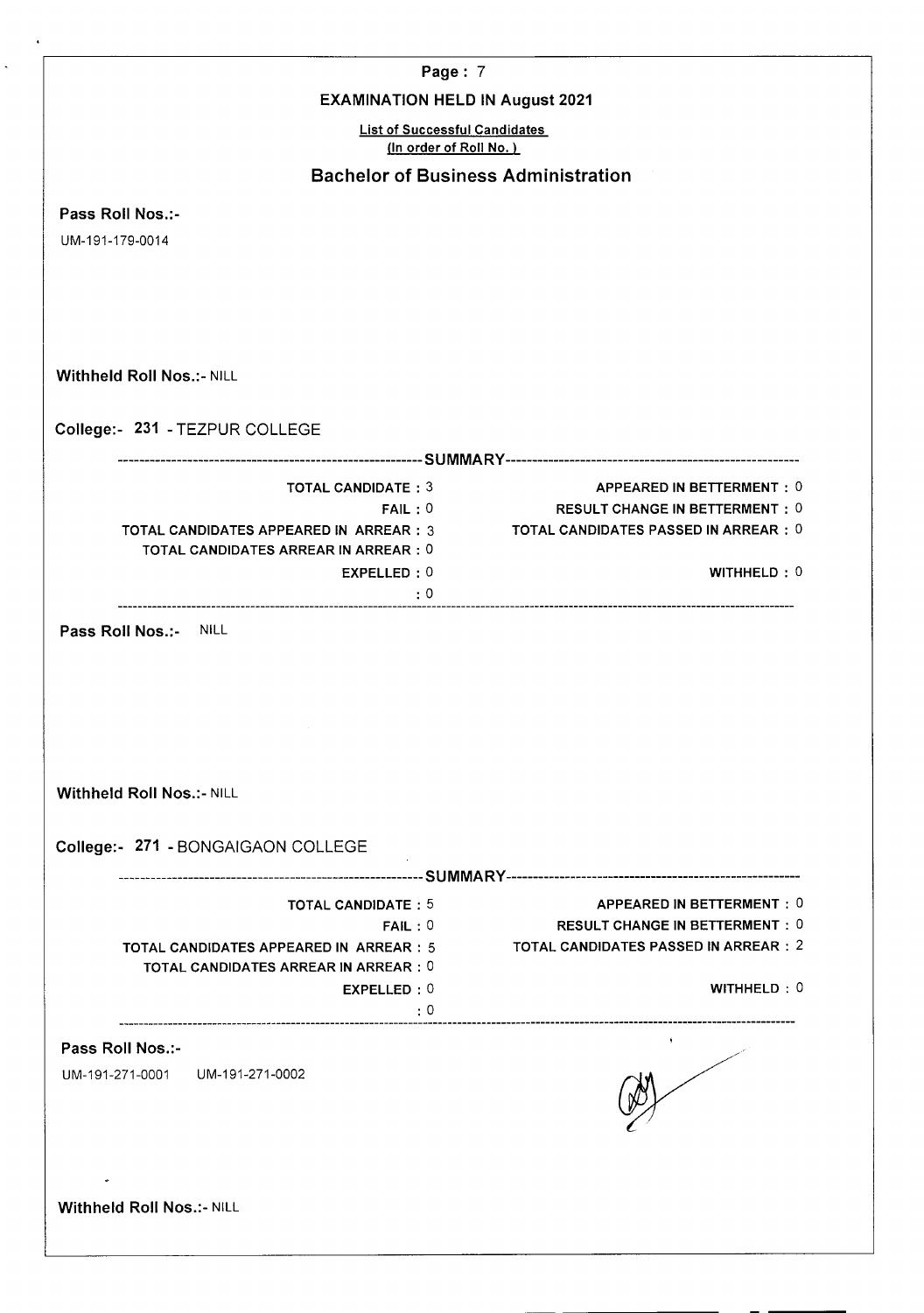**Page : 7**

## EXAMINATION HELD IN August 2021

List of Successful Candidates
(In order of Roll No. )

## Bachelor of Business Administration

**Pass Roll Nos.:-**

UM-191-179-0014

**Withheld Roll Nos.:-** NILL

**College:- 231** - TEZPUR COLLEGE

-------------------- SUMMARY --------------------

| | |
|---|---|
| TOTAL CANDIDATE : 3 | APPEARED IN BETTERMENT : 0 |
| FAIL : 0 | RESULT CHANGE IN BETTERMENT : 0 |
| TOTAL CANDIDATES APPEARED IN ARREAR : 3 | TOTAL CANDIDATES PASSED IN ARREAR : 0 |
| TOTAL CANDIDATES ARREAR IN ARREAR : 0 | |
| EXPELLED : 0 | WITHHELD : 0 |
| : 0 | |

**Pass Roll Nos.:-** NILL

**Withheld Roll Nos.:-** NILL

**College:- 271** - BONGAIGAON COLLEGE

-------------------- SUMMARY --------------------

| | |
|---|---|
| TOTAL CANDIDATE : 5 | APPEARED IN BETTERMENT : 0 |
| FAIL : 0 | RESULT CHANGE IN BETTERMENT : 0 |
| TOTAL CANDIDATES APPEARED IN ARREAR : 5 | TOTAL CANDIDATES PASSED IN ARREAR : 2 |
| TOTAL CANDIDATES ARREAR IN ARREAR : 0 | |
| EXPELLED : 0 | WITHHELD : 0 |
| : 0 | |

**Pass Roll Nos.:-**

UM-191-271-0001 UM-191-271-0002

**Withheld Roll Nos.:-** NILL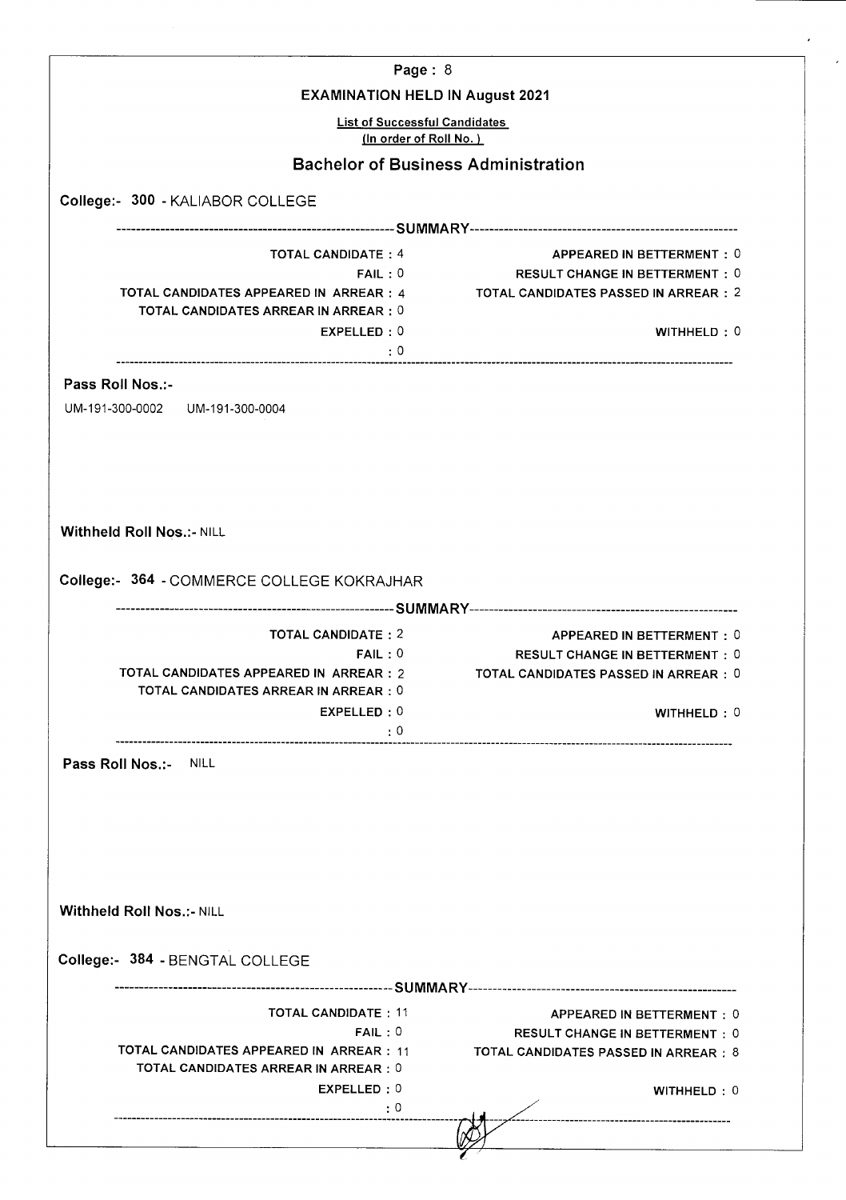EXAMINATION HELD IN August 2021

List of Successful Candidates
(In order of Roll No.)

## Bachelor of Business Administration

**College:- 300 - KALIABOR COLLEGE**

----------SUMMARY----------

| | | | |
|---|---|---|---|
| TOTAL CANDIDATE : | 4 | APPEARED IN BETTERMENT : | 0 |
| FAIL : | 0 | RESULT CHANGE IN BETTERMENT : | 0 |
| TOTAL CANDIDATES APPEARED IN ARREAR : | 4 | TOTAL CANDIDATES PASSED IN ARREAR : | 2 |
| TOTAL CANDIDATES ARREAR IN ARREAR : | 0 | | |
| EXPELLED : | 0 | WITHHELD : | 0 |
| : | 0 | | |

**Pass Roll Nos.:-**

UM-191-300-0002 UM-191-300-0004

**Withheld Roll Nos.:-** NILL

**College:- 364 - COMMERCE COLLEGE KOKRAJHAR**

----------SUMMARY----------

| | | | |
|---|---|---|---|
| TOTAL CANDIDATE : | 2 | APPEARED IN BETTERMENT : | 0 |
| FAIL : | 0 | RESULT CHANGE IN BETTERMENT : | 0 |
| TOTAL CANDIDATES APPEARED IN ARREAR : | 2 | TOTAL CANDIDATES PASSED IN ARREAR : | 0 |
| TOTAL CANDIDATES ARREAR IN ARREAR : | 0 | | |
| EXPELLED : | 0 | WITHHELD : | 0 |
| : | 0 | | |

**Pass Roll Nos.:-** NILL

**Withheld Roll Nos.:-** NILL

**College:- 384 - BENGTAL COLLEGE**

----------SUMMARY----------

| | | | |
|---|---|---|---|
| TOTAL CANDIDATE : | 11 | APPEARED IN BETTERMENT : | 0 |
| FAIL : | 0 | RESULT CHANGE IN BETTERMENT : | 0 |
| TOTAL CANDIDATES APPEARED IN ARREAR : | 11 | TOTAL CANDIDATES PASSED IN ARREAR : | 8 |
| TOTAL CANDIDATES ARREAR IN ARREAR : | 0 | | |
| EXPELLED : | 0 | WITHHELD : | 0 |
| : | 0 | | |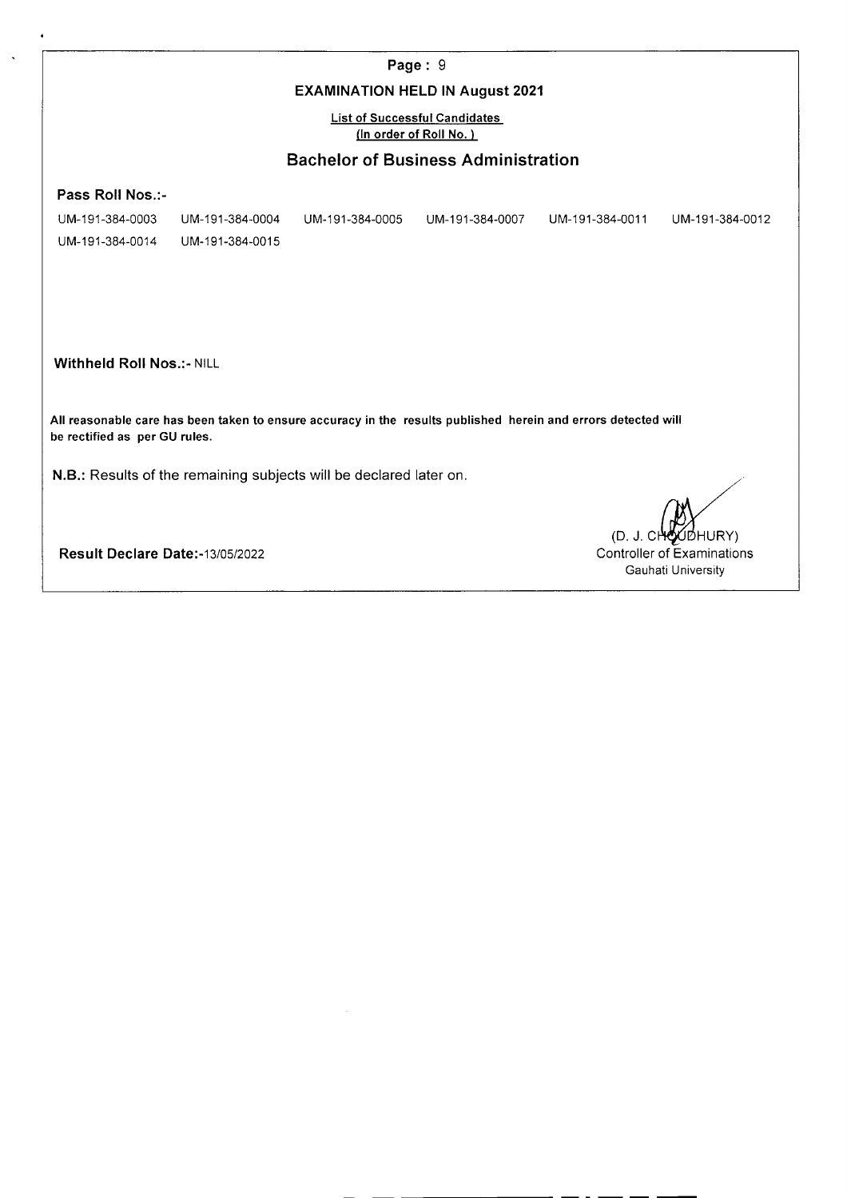## EXAMINATION HELD IN August 2021

List of Successful Candidates
(In order of Roll No.)

### Bachelor of Business Administration

**Pass Roll Nos.:-**

| | | | | | |
|---|---|---|---|---|---|
| UM-191-384-0003 | UM-191-384-0004 | UM-191-384-0005 | UM-191-384-0007 | UM-191-384-0011 | UM-191-384-0012 |
| UM-191-384-0014 | UM-191-384-0015 | | | | |

**Withheld Roll Nos.:-** NILL

**All reasonable care has been taken to ensure accuracy in the results published herein and errors detected will be rectified as per GU rules.**

**N.B.:** Results of the remaining subjects will be declared later on.

**Result Declare Date:-**13/05/2022

(D. J. CHOUDHURY)
Controller of Examinations
Gauhati University